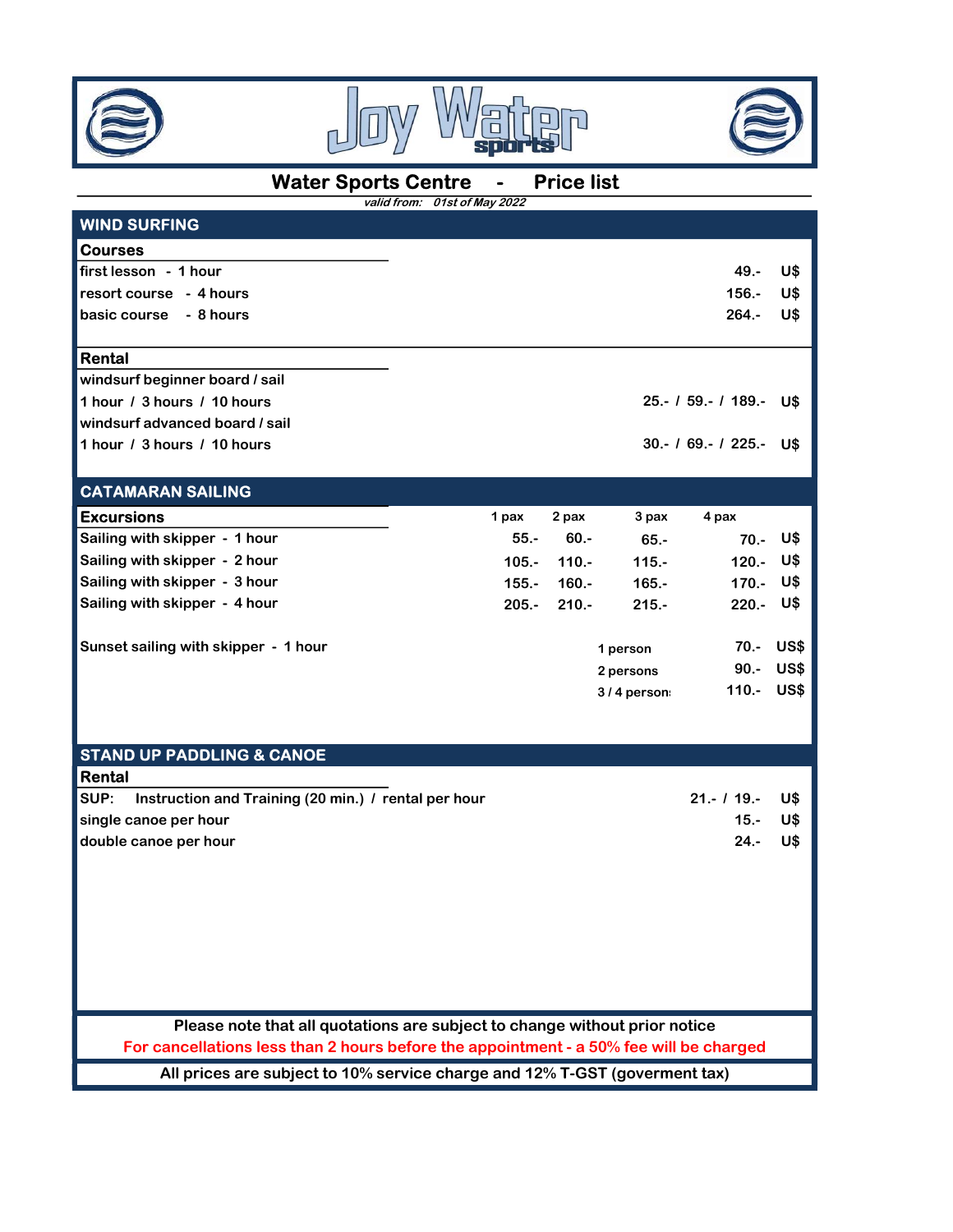# Joy Water sports

## Water Sports Centre - Price list

*valid from: 01st of May 2022*

## WIND SURFING

### Courses

| | | |
|---|---|---|
| first lesson - 1 hour | 49.- | U$ |
| resort course - 4 hours | 156.- | U$ |
| basic course - 8 hours | 264.- | U$ |

### Rental

| | | |
|---|---|---|
| windsurf beginner board / sail | | |
| 1 hour / 3 hours / 10 hours | 25.- / 59.- / 189.- | U$ |
| windsurf advanced board / sail | | |
| 1 hour / 3 hours / 10 hours | 30.- / 69.- / 225.- | U$ |

## CATAMARAN SAILING

| Excursions | 1 pax | 2 pax | 3 pax | 4 pax | |
|---|---|---|---|---|---|
| Sailing with skipper - 1 hour | 55.- | 60.- | 65.- | 70.- | U$ |
| Sailing with skipper - 2 hour | 105.- | 110.- | 115.- | 120.- | U$ |
| Sailing with skipper - 3 hour | 155.- | 160.- | 165.- | 170.- | U$ |
| Sailing with skipper - 4 hour | 205.- | 210.- | 215.- | 220.- | U$ |

| Sunset sailing with skipper - 1 hour | | | |
|---|---|---|---|
| | 1 person | 70.- | US$ |
| | 2 persons | 90.- | US$ |
| | 3 / 4 person | 110.- | US$ |

## STAND UP PADDLING & CANOE

### Rental

| | | |
|---|---|---|
| SUP: Instruction and Training (20 min.) / rental per hour | 21.- / 19.- | U$ |
| single canoe per hour | 15.- | U$ |
| double canoe per hour | 24.- | U$ |

Please note that all quotations are subject to change without prior notice

For cancellations less than 2 hours before the appointment - a 50% fee will be charged

All prices are subject to 10% service charge and 12% T-GST (goverment tax)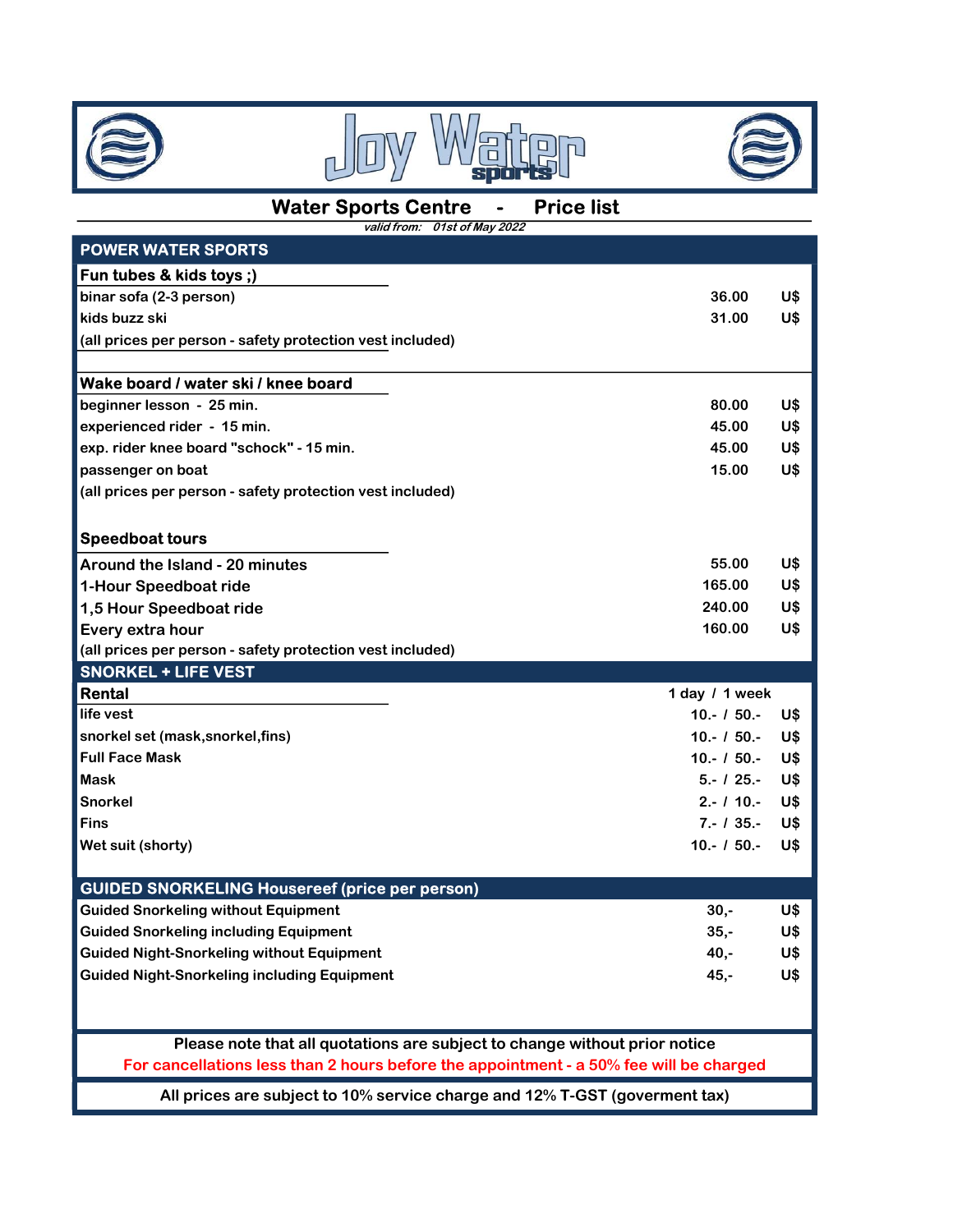# Joy Water sports

## Water Sports Centre - Price list

*valid from: 01st of May 2022*

## POWER WATER SPORTS

### Fun tubes & kids toys ;)

| | | |
|---|---|---|
| binar sofa (2-3 person) | 36.00 | U$ |
| kids buzz ski | 31.00 | U$ |

(all prices per person - safety protection vest included)

### Wake board / water ski / knee board

| | | |
|---|---|---|
| beginner lesson - 25 min. | 80.00 | U$ |
| experienced rider - 15 min. | 45.00 | U$ |
| exp. rider knee board "schock" - 15 min. | 45.00 | U$ |
| passenger on boat | 15.00 | U$ |

(all prices per person - safety protection vest included)

### Speedboat tours

| | | |
|---|---|---|
| Around the Island - 20 minutes | 55.00 | U$ |
| 1-Hour Speedboat ride | 165.00 | U$ |
| 1,5 Hour Speedboat ride | 240.00 | U$ |
| Every extra hour | 160.00 | U$ |

(all prices per person - safety protection vest included)

## SNORKEL + LIFE VEST

| Rental | 1 day / 1 week | |
|---|---|---|
| life vest | 10.- / 50.- | U$ |
| snorkel set (mask,snorkel,fins) | 10.- / 50.- | U$ |
| Full Face Mask | 10.- / 50.- | U$ |
| Mask | 5.- / 25.- | U$ |
| Snorkel | 2.- / 10.- | U$ |
| Fins | 7.- / 35.- | U$ |
| Wet suit (shorty) | 10.- / 50.- | U$ |

## GUIDED SNORKELING Housereef (price per person)

| | | |
|---|---|---|
| Guided Snorkeling without Equipment | 30,- | U$ |
| Guided Snorkeling including Equipment | 35,- | U$ |
| Guided Night-Snorkeling without Equipment | 40,- | U$ |
| Guided Night-Snorkeling including Equipment | 45,- | U$ |

Please note that all quotations are subject to change without prior notice

For cancellations less than 2 hours before the appointment - a 50% fee will be charged

All prices are subject to 10% service charge and 12% T-GST (goverment tax)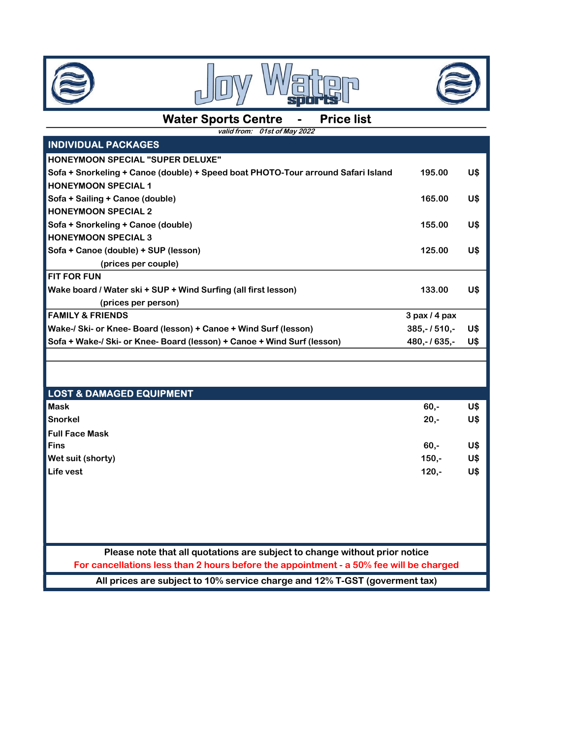# Joy Water sports

## Water Sports Centre - Price list

*valid from: 01st of May 2022*

| INDIVIDUAL PACKAGES | | |
|---|---|---|
| **HONEYMOON SPECIAL "SUPER DELUXE"** | | |
| Sofa + Snorkeling + Canoe (double) + Speed boat PHOTO-Tour arround Safari Island | 195.00 | U$ |
| **HONEYMOON SPECIAL 1** | | |
| Sofa + Sailing + Canoe (double) | 165.00 | U$ |
| **HONEYMOON SPECIAL 2** | | |
| Sofa + Snorkeling + Canoe (double) | 155.00 | U$ |
| **HONEYMOON SPECIAL 3** | | |
| Sofa + Canoe (double) + SUP (lesson) | 125.00 | U$ |
| (prices per couple) | | |
| **FIT FOR FUN** | | |
| Wake board / Water ski + SUP + Wind Surfing (all first lesson) | 133.00 | U$ |
| (prices per person) | | |
| **FAMILY & FRIENDS** | 3 pax / 4 pax | |
| Wake-/ Ski- or Knee- Board (lesson) + Canoe + Wind Surf (lesson) | 385,- / 510,- | U$ |
| Sofa + Wake-/ Ski- or Knee- Board (lesson) + Canoe + Wind Surf (lesson) | 480,- / 635,- | U$ |

| LOST & DAMAGED EQUIPMENT | | |
|---|---|---|
| Mask | 60,- | U$ |
| Snorkel | 20,- | U$ |
| Full Face Mask | | |
| Fins | 60,- | U$ |
| Wet suit (shorty) | 150,- | U$ |
| Life vest | 120,- | U$ |

Please note that all quotations are subject to change without prior notice

For cancellations less than 2 hours before the appointment - a 50% fee will be charged

All prices are subject to 10% service charge and 12% T-GST (goverment tax)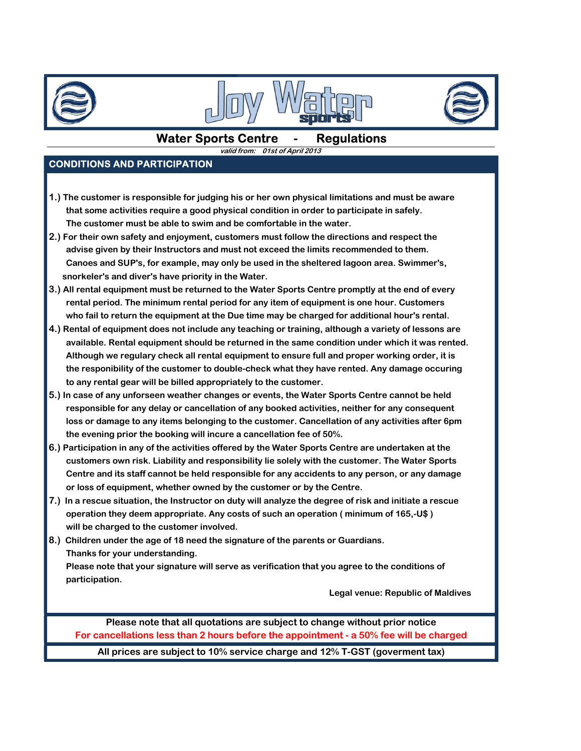# Joy Water sports

## Water Sports Centre - Regulations

*valid from: 01st of April 2013*

### CONDITIONS AND PARTICIPATION

1.) The customer is responsible for judging his or her own physical limitations and must be aware that some activities require a good physical condition in order to participate in safely. The customer must be able to swim and be comfortable in the water.

2.) For their own safety and enjoyment, customers must follow the directions and respect the advise given by their Instructors and must not exceed the limits recommended to them. Canoes and SUP's, for example, may only be used in the sheltered lagoon area. Swimmer's, snorkeler's and diver's have priority in the Water.

3.) All rental equipment must be returned to the Water Sports Centre promptly at the end of every rental period. The minimum rental period for any item of equipment is one hour. Customers who fail to return the equipment at the Due time may be charged for additional hour's rental.

4.) Rental of equipment does not include any teaching or training, although a variety of lessons are available. Rental equipment should be returned in the same condition under which it was rented. Although we regulary check all rental equipment to ensure full and proper working order, it is the responibility of the customer to double-check what they have rented. Any damage occuring to any rental gear will be billed appropriately to the customer.

5.) In case of any unforseen weather changes or events, the Water Sports Centre cannot be held responsible for any delay or cancellation of any booked activities, neither for any consequent loss or damage to any items belonging to the customer. Cancellation of any activities after 6pm the evening prior the booking will incure a cancellation fee of 50%.

6.) Participation in any of the activities offered by the Water Sports Centre are undertaken at the customers own risk. Liability and responsibility lie solely with the customer. The Water Sports Centre and its staff cannot be held responsible for any accidents to any person, or any damage or loss of equipment, whether owned by the customer or by the Centre.

7.) In a rescue situation, the Instructor on duty will analyze the degree of risk and initiate a rescue operation they deem appropriate. Any costs of such an operation ( minimum of 165,-U$ ) will be charged to the customer involved.

8.) Children under the age of 18 need the signature of the parents or Guardians.
Thanks for your understanding.
Please note that your signature will serve as verification that you agree to the conditions of participation.

Legal venue: Republic of Maldives

**Please note that all quotations are subject to change without prior notice**

**For cancellations less than 2 hours before the appointment - a 50% fee will be charged**

**All prices are subject to 10% service charge and 12% T-GST (goverment tax)**